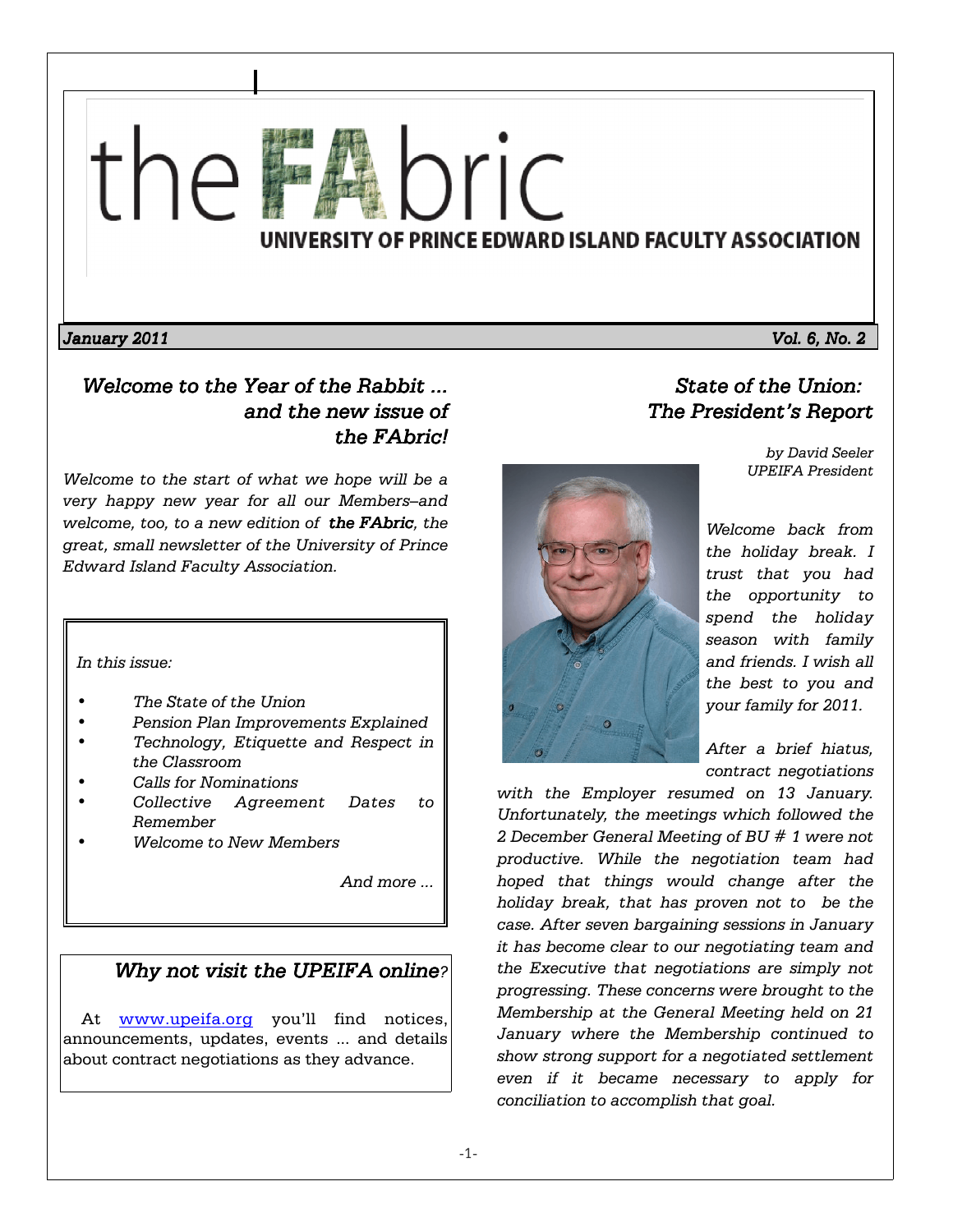# the FAbric

**UNIVERSITY OF PRINCE EDWARD ISLAND FACULTY ASSOCIATION**

*January 2011* *Vol. 6, No. 2*

## *Welcome to the Year of the Rabbit ... and the new issue of the FAbric!*

*Welcome to the start of what we hope will be a very happy new year for all our Members–and welcome, too, to a new edition of* ***the FAbric****, the great, small newsletter of the University of Prince Edward Island Faculty Association.*

*In this issue:*

- *The State of the Union*
- *Pension Plan Improvements Explained*
- *Technology, Etiquette and Respect in the Classroom*
- *Calls for Nominations*
- *Collective Agreement Dates to Remember*
- *Welcome to New Members*

*And more ...*

### *Why not visit the UPEIFA online?*

At www.upeifa.org you'll find notices, announcements, updates, events ... and details about contract negotiations as they advance.

## *State of the Union: The President's Report*

*by David Seeler*
*UPEIFA President*

*Welcome back from the holiday break. I trust that you had the opportunity to spend the holiday season with family and friends. I wish all the best to you and your family for 2011.*

*After a brief hiatus, contract negotiations with the Employer resumed on 13 January. Unfortunately, the meetings which followed the 2 December General Meeting of BU # 1 were not productive. While the negotiation team had hoped that things would change after the holiday break, that has proven not to be the case. After seven bargaining sessions in January it has become clear to our negotiating team and the Executive that negotiations are simply not progressing. These concerns were brought to the Membership at the General Meeting held on 21 January where the Membership continued to show strong support for a negotiated settlement even if it became necessary to apply for conciliation to accomplish that goal.*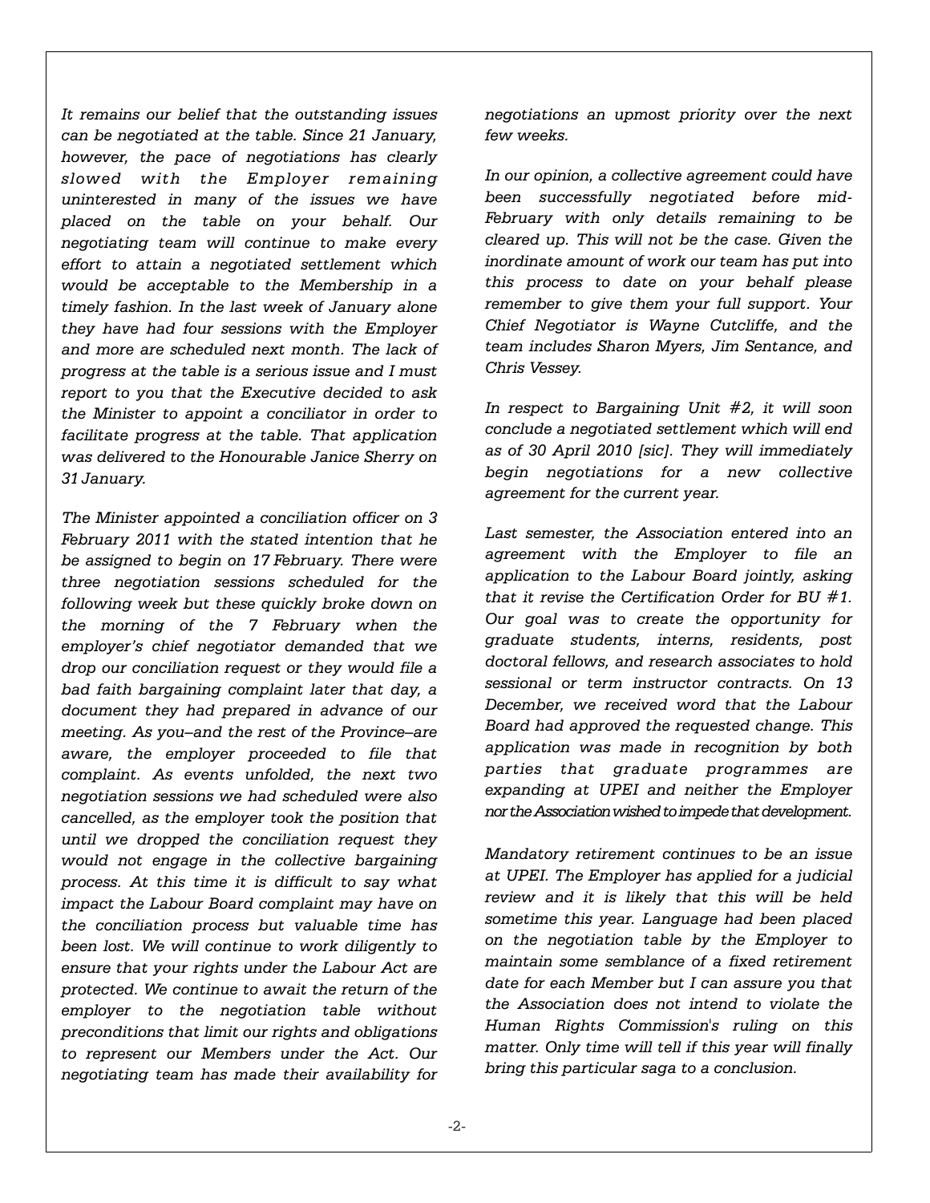*It remains our belief that the outstanding issues can be negotiated at the table. Since 21 January, however, the pace of negotiations has clearly slowed with the Employer remaining uninterested in many of the issues we have placed on the table on your behalf. Our negotiating team will continue to make every effort to attain a negotiated settlement which would be acceptable to the Membership in a timely fashion. In the last week of January alone they have had four sessions with the Employer and more are scheduled next month. The lack of progress at the table is a serious issue and I must report to you that the Executive decided to ask the Minister to appoint a conciliator in order to facilitate progress at the table. That application was delivered to the Honourable Janice Sherry on 31 January.*

*The Minister appointed a conciliation officer on 3 February 2011 with the stated intention that he be assigned to begin on 17 February. There were three negotiation sessions scheduled for the following week but these quickly broke down on the morning of the 7 February when the employer's chief negotiator demanded that we drop our conciliation request or they would file a bad faith bargaining complaint later that day, a document they had prepared in advance of our meeting. As you–and the rest of the Province–are aware, the employer proceeded to file that complaint. As events unfolded, the next two negotiation sessions we had scheduled were also cancelled, as the employer took the position that until we dropped the conciliation request they would not engage in the collective bargaining process. At this time it is difficult to say what impact the Labour Board complaint may have on the conciliation process but valuable time has been lost. We will continue to work diligently to ensure that your rights under the Labour Act are protected. We continue to await the return of the employer to the negotiation table without preconditions that limit our rights and obligations to represent our Members under the Act. Our negotiating team has made their availability for negotiations an upmost priority over the next few weeks.*

*In our opinion, a collective agreement could have been successfully negotiated before mid-February with only details remaining to be cleared up. This will not be the case. Given the inordinate amount of work our team has put into this process to date on your behalf please remember to give them your full support. Your Chief Negotiator is Wayne Cutcliffe, and the team includes Sharon Myers, Jim Sentance, and Chris Vessey.*

*In respect to Bargaining Unit #2, it will soon conclude a negotiated settlement which will end as of 30 April 2010 [sic]. They will immediately begin negotiations for a new collective agreement for the current year.*

*Last semester, the Association entered into an agreement with the Employer to file an application to the Labour Board jointly, asking that it revise the Certification Order for BU #1. Our goal was to create the opportunity for graduate students, interns, residents, post doctoral fellows, and research associates to hold sessional or term instructor contracts. On 13 December, we received word that the Labour Board had approved the requested change. This application was made in recognition by both parties that graduate programmes are expanding at UPEI and neither the Employer nor the Association wished to impede that development.*

*Mandatory retirement continues to be an issue at UPEI. The Employer has applied for a judicial review and it is likely that this will be held sometime this year. Language had been placed on the negotiation table by the Employer to maintain some semblance of a fixed retirement date for each Member but I can assure you that the Association does not intend to violate the Human Rights Commission's ruling on this matter. Only time will tell if this year will finally bring this particular saga to a conclusion.*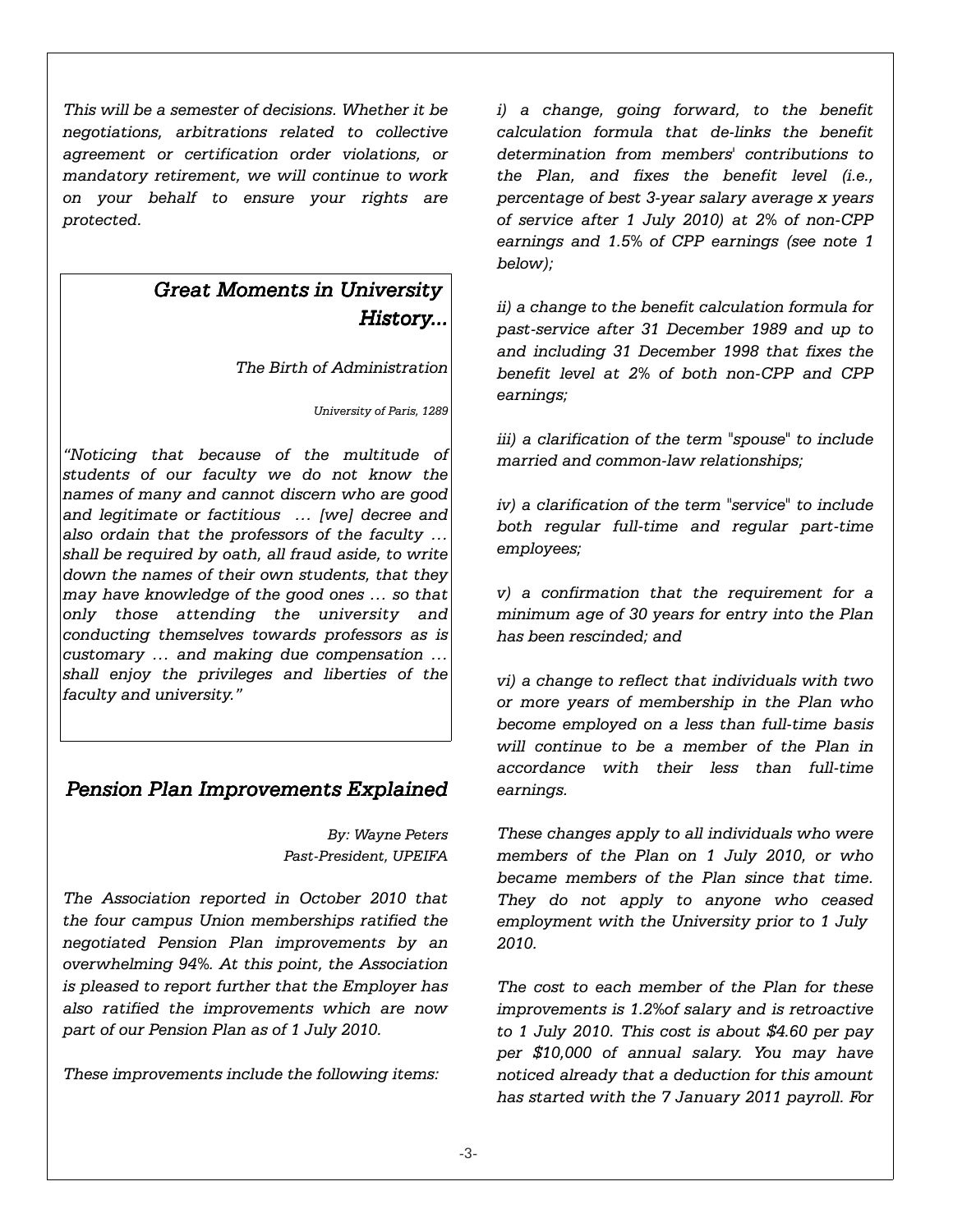*This will be a semester of decisions. Whether it be negotiations, arbitrations related to collective agreement or certification order violations, or mandatory retirement, we will continue to work on your behalf to ensure your rights are protected.*

## *Great Moments in University History...*

*The Birth of Administration*

*University of Paris, 1289*

*"Noticing that because of the multitude of students of our faculty we do not know the names of many and cannot discern who are good and legitimate or factitious … [we] decree and also ordain that the professors of the faculty … shall be required by oath, all fraud aside, to write down the names of their own students, that they may have knowledge of the good ones … so that only those attending the university and conducting themselves towards professors as is customary … and making due compensation … shall enjoy the privileges and liberties of the faculty and university."*

## *Pension Plan Improvements Explained*

*By: Wayne Peters*
*Past-President, UPEIFA*

*The Association reported in October 2010 that the four campus Union memberships ratified the negotiated Pension Plan improvements by an overwhelming 94%. At this point, the Association is pleased to report further that the Employer has also ratified the improvements which are now part of our Pension Plan as of 1 July 2010.*

*These improvements include the following items:*

*i) a change, going forward, to the benefit calculation formula that de-links the benefit determination from members' contributions to the Plan, and fixes the benefit level (i.e., percentage of best 3-year salary average x years of service after 1 July 2010) at 2% of non-CPP earnings and 1.5% of CPP earnings (see note 1 below);*

*ii) a change to the benefit calculation formula for past-service after 31 December 1989 and up to and including 31 December 1998 that fixes the benefit level at 2% of both non-CPP and CPP earnings;*

*iii) a clarification of the term "spouse" to include married and common-law relationships;*

*iv) a clarification of the term "service" to include both regular full-time and regular part-time employees;*

*v) a confirmation that the requirement for a minimum age of 30 years for entry into the Plan has been rescinded; and*

*vi) a change to reflect that individuals with two or more years of membership in the Plan who become employed on a less than full-time basis will continue to be a member of the Plan in accordance with their less than full-time earnings.*

*These changes apply to all individuals who were members of the Plan on 1 July 2010, or who became members of the Plan since that time. They do not apply to anyone who ceased employment with the University prior to 1 July 2010.*

*The cost to each member of the Plan for these improvements is 1.2%of salary and is retroactive to 1 July 2010. This cost is about $4.60 per pay per $10,000 of annual salary. You may have noticed already that a deduction for this amount has started with the 7 January 2011 payroll. For*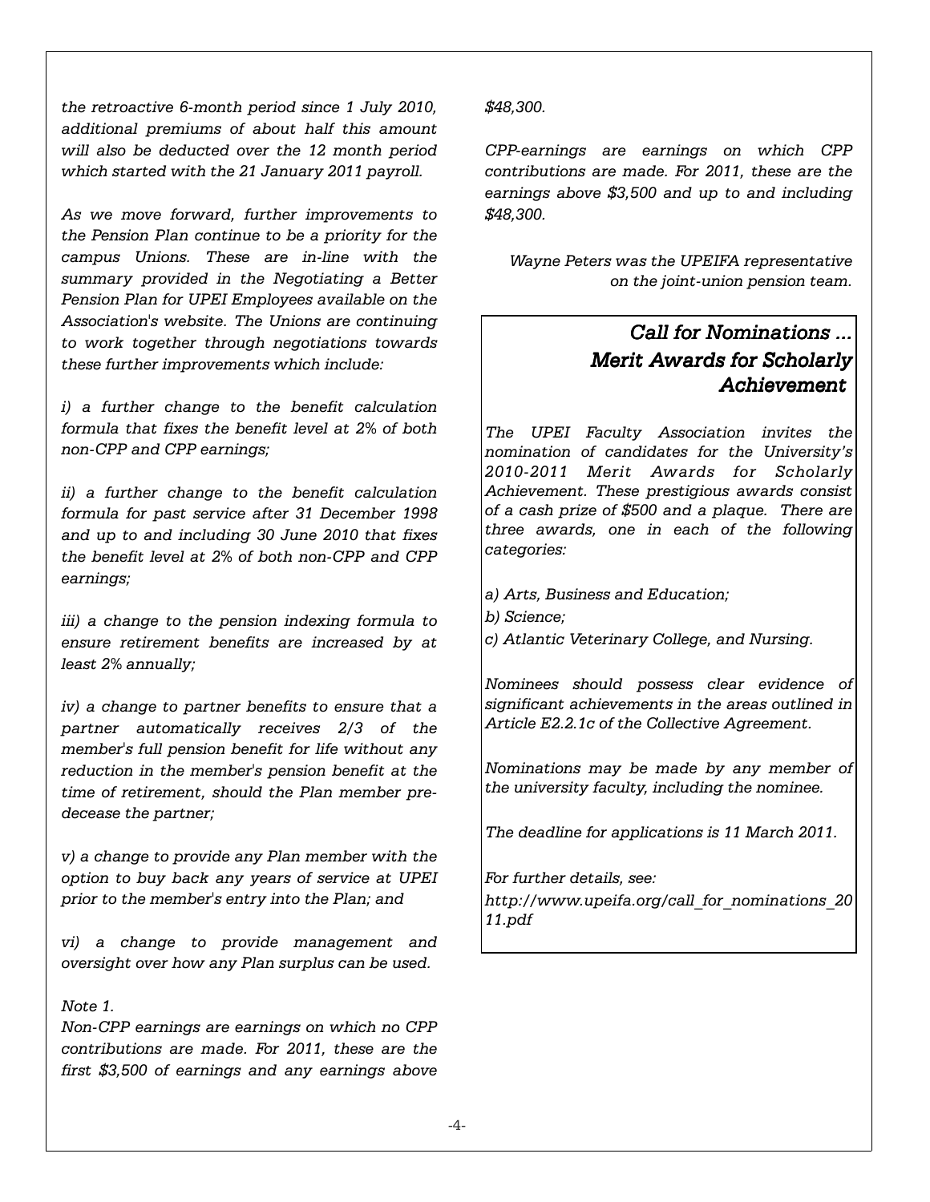*the retroactive 6-month period since 1 July 2010, additional premiums of about half this amount will also be deducted over the 12 month period which started with the 21 January 2011 payroll.*

*As we move forward, further improvements to the Pension Plan continue to be a priority for the campus Unions. These are in-line with the summary provided in the Negotiating a Better Pension Plan for UPEI Employees available on the Association's website. The Unions are continuing to work together through negotiations towards these further improvements which include:*

*i) a further change to the benefit calculation formula that fixes the benefit level at 2% of both non-CPP and CPP earnings;*

*ii) a further change to the benefit calculation formula for past service after 31 December 1998 and up to and including 30 June 2010 that fixes the benefit level at 2% of both non-CPP and CPP earnings;*

*iii) a change to the pension indexing formula to ensure retirement benefits are increased by at least 2% annually;*

*iv) a change to partner benefits to ensure that a partner automatically receives 2/3 of the member's full pension benefit for life without any reduction in the member's pension benefit at the time of retirement, should the Plan member pre-decease the partner;*

*v) a change to provide any Plan member with the option to buy back any years of service at UPEI prior to the member's entry into the Plan; and*

*vi) a change to provide management and oversight over how any Plan surplus can be used.*

*Note 1.*
*Non-CPP earnings are earnings on which no CPP contributions are made. For 2011, these are the first $3,500 of earnings and any earnings above $48,300.*

*CPP-earnings are earnings on which CPP contributions are made. For 2011, these are the earnings above $3,500 and up to and including $48,300.*

*Wayne Peters was the UPEIFA representative on the joint-union pension team.*

## *Call for Nominations ... Merit Awards for Scholarly Achievement*

*The UPEI Faculty Association invites the nomination of candidates for the University's 2010-2011 Merit Awards for Scholarly Achievement. These prestigious awards consist of a cash prize of $500 and a plaque. There are three awards, one in each of the following categories:*

*a) Arts, Business and Education;*
*b) Science;*
*c) Atlantic Veterinary College, and Nursing.*

*Nominees should possess clear evidence of significant achievements in the areas outlined in Article E2.2.1c of the Collective Agreement.*

*Nominations may be made by any member of the university faculty, including the nominee.*

*The deadline for applications is 11 March 2011.*

*For further details, see:*
*http://www.upeifa.org/call_for_nominations_2011.pdf*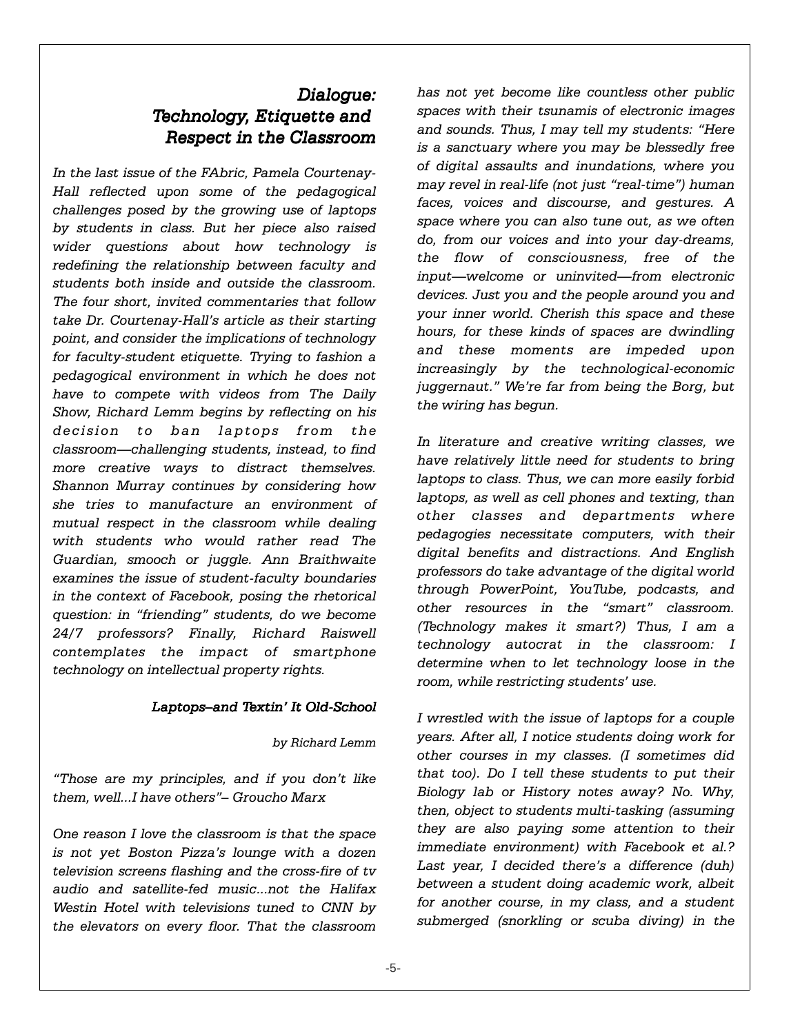## *Dialogue: Technology, Etiquette and Respect in the Classroom*

*In the last issue of the FAbric, Pamela Courtenay-Hall reflected upon some of the pedagogical challenges posed by the growing use of laptops by students in class. But her piece also raised wider questions about how technology is redefining the relationship between faculty and students both inside and outside the classroom. The four short, invited commentaries that follow take Dr. Courtenay-Hall's article as their starting point, and consider the implications of technology for faculty-student etiquette. Trying to fashion a pedagogical environment in which he does not have to compete with videos from The Daily Show, Richard Lemm begins by reflecting on his decision to ban laptops from the classroom—challenging students, instead, to find more creative ways to distract themselves. Shannon Murray continues by considering how she tries to manufacture an environment of mutual respect in the classroom while dealing with students who would rather read The Guardian, smooch or juggle. Ann Braithwaite examines the issue of student-faculty boundaries in the context of Facebook, posing the rhetorical question: in "friending" students, do we become 24/7 professors? Finally, Richard Raiswell contemplates the impact of smartphone technology on intellectual property rights.*

### *Laptops–and Textin' It Old-School*

*by Richard Lemm*

*"Those are my principles, and if you don't like them, well...I have others"– Groucho Marx*

*One reason I love the classroom is that the space is not yet Boston Pizza's lounge with a dozen television screens flashing and the cross-fire of tv audio and satellite-fed music...not the Halifax Westin Hotel with televisions tuned to CNN by the elevators on every floor. That the classroom has not yet become like countless other public spaces with their tsunamis of electronic images and sounds. Thus, I may tell my students: "Here is a sanctuary where you may be blessedly free of digital assaults and inundations, where you may revel in real-life (not just "real-time") human faces, voices and discourse, and gestures. A space where you can also tune out, as we often do, from our voices and into your day-dreams, the flow of consciousness, free of the input—welcome or uninvited—from electronic devices. Just you and the people around you and your inner world. Cherish this space and these hours, for these kinds of spaces are dwindling and these moments are impeded upon increasingly by the technological-economic juggernaut." We're far from being the Borg, but the wiring has begun.*

*In literature and creative writing classes, we have relatively little need for students to bring laptops to class. Thus, we can more easily forbid laptops, as well as cell phones and texting, than other classes and departments where pedagogies necessitate computers, with their digital benefits and distractions. And English professors do take advantage of the digital world through PowerPoint, YouTube, podcasts, and other resources in the "smart" classroom. (Technology makes it smart?) Thus, I am a technology autocrat in the classroom: I determine when to let technology loose in the room, while restricting students' use.*

*I wrestled with the issue of laptops for a couple years. After all, I notice students doing work for other courses in my classes. (I sometimes did that too). Do I tell these students to put their Biology lab or History notes away? No. Why, then, object to students multi-tasking (assuming they are also paying some attention to their immediate environment) with Facebook et al.? Last year, I decided there's a difference (duh) between a student doing academic work, albeit for another course, in my class, and a student submerged (snorkling or scuba diving) in the*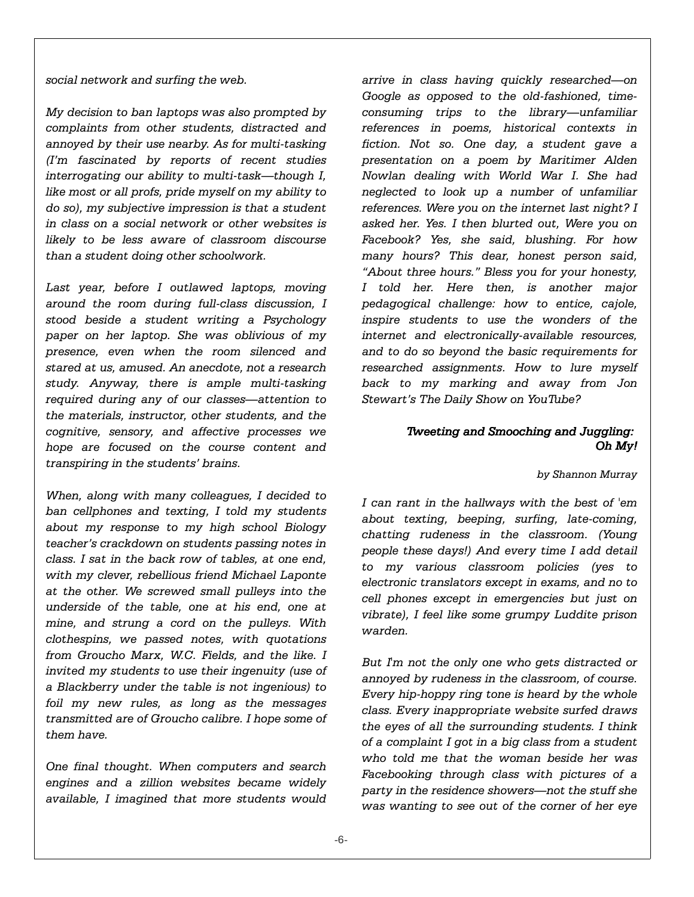*social network and surfing the web.*

*My decision to ban laptops was also prompted by complaints from other students, distracted and annoyed by their use nearby. As for multi-tasking (I'm fascinated by reports of recent studies interrogating our ability to multi-task—though I, like most or all profs, pride myself on my ability to do so), my subjective impression is that a student in class on a social network or other websites is likely to be less aware of classroom discourse than a student doing other schoolwork.*

*Last year, before I outlawed laptops, moving around the room during full-class discussion, I stood beside a student writing a Psychology paper on her laptop. She was oblivious of my presence, even when the room silenced and stared at us, amused. An anecdote, not a research study. Anyway, there is ample multi-tasking required during any of our classes—attention to the materials, instructor, other students, and the cognitive, sensory, and affective processes we hope are focused on the course content and transpiring in the students' brains.*

*When, along with many colleagues, I decided to ban cellphones and texting, I told my students about my response to my high school Biology teacher's crackdown on students passing notes in class. I sat in the back row of tables, at one end, with my clever, rebellious friend Michael Laponte at the other. We screwed small pulleys into the underside of the table, one at his end, one at mine, and strung a cord on the pulleys. With clothespins, we passed notes, with quotations from Groucho Marx, W.C. Fields, and the like. I invited my students to use their ingenuity (use of a Blackberry under the table is not ingenious) to foil my new rules, as long as the messages transmitted are of Groucho calibre. I hope some of them have.*

*One final thought. When computers and search engines and a zillion websites became widely available, I imagined that more students would arrive in class having quickly researched—on Google as opposed to the old-fashioned, time-consuming trips to the library—unfamiliar references in poems, historical contexts in fiction. Not so. One day, a student gave a presentation on a poem by Maritimer Alden Nowlan dealing with World War I. She had neglected to look up a number of unfamiliar references. Were you on the internet last night? I asked her. Yes. I then blurted out, Were you on Facebook? Yes, she said, blushing. For how many hours? This dear, honest person said, "About three hours." Bless you for your honesty, I told her. Here then, is another major pedagogical challenge: how to entice, cajole, inspire students to use the wonders of the internet and electronically-available resources, and to do so beyond the basic requirements for researched assignments. How to lure myself back to my marking and away from Jon Stewart's The Daily Show on YouTube?*

## *Tweeting and Smooching and Juggling: Oh My!*

*by Shannon Murray*

*I can rant in the hallways with the best of 'em about texting, beeping, surfing, late-coming, chatting rudeness in the classroom. (Young people these days!) And every time I add detail to my various classroom policies (yes to electronic translators except in exams, and no to cell phones except in emergencies but just on vibrate), I feel like some grumpy Luddite prison warden.*

*But I'm not the only one who gets distracted or annoyed by rudeness in the classroom, of course. Every hip-hoppy ring tone is heard by the whole class. Every inappropriate website surfed draws the eyes of all the surrounding students. I think of a complaint I got in a big class from a student who told me that the woman beside her was Facebooking through class with pictures of a party in the residence showers—not the stuff she was wanting to see out of the corner of her eye*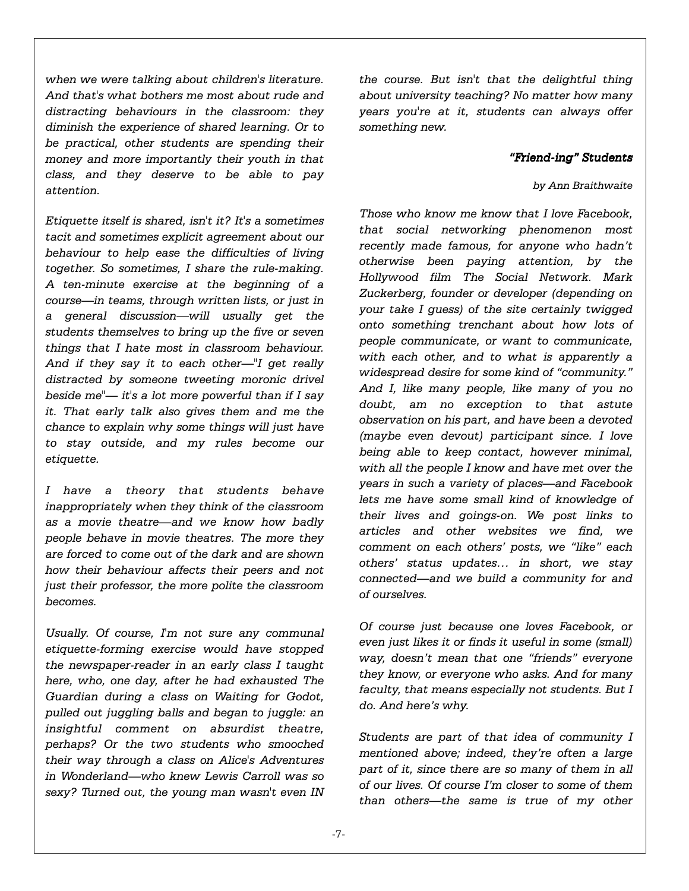*when we were talking about children's literature. And that's what bothers me most about rude and distracting behaviours in the classroom: they diminish the experience of shared learning. Or to be practical, other students are spending their money and more importantly their youth in that class, and they deserve to be able to pay attention.*

*Etiquette itself is shared, isn't it? It's a sometimes tacit and sometimes explicit agreement about our behaviour to help ease the difficulties of living together. So sometimes, I share the rule-making. A ten-minute exercise at the beginning of a course—in teams, through written lists, or just in a general discussion—will usually get the students themselves to bring up the five or seven things that I hate most in classroom behaviour. And if they say it to each other—"I get really distracted by someone tweeting moronic drivel beside me"— it's a lot more powerful than if I say it. That early talk also gives them and me the chance to explain why some things will just have to stay outside, and my rules become our etiquette.*

*I have a theory that students behave inappropriately when they think of the classroom as a movie theatre—and we know how badly people behave in movie theatres. The more they are forced to come out of the dark and are shown how their behaviour affects their peers and not just their professor, the more polite the classroom becomes.*

*Usually. Of course, I'm not sure any communal etiquette-forming exercise would have stopped the newspaper-reader in an early class I taught here, who, one day, after he had exhausted The Guardian during a class on Waiting for Godot, pulled out juggling balls and began to juggle: an insightful comment on absurdist theatre, perhaps? Or the two students who smooched their way through a class on Alice's Adventures in Wonderland—who knew Lewis Carroll was so sexy? Turned out, the young man wasn't even IN the course. But isn't that the delightful thing about university teaching? No matter how many years you're at it, students can always offer something new.*

### *"Friend-ing" Students*

*by Ann Braithwaite*

*Those who know me know that I love Facebook, that social networking phenomenon most recently made famous, for anyone who hadn't otherwise been paying attention, by the Hollywood film The Social Network. Mark Zuckerberg, founder or developer (depending on your take I guess) of the site certainly twigged onto something trenchant about how lots of people communicate, or want to communicate, with each other, and to what is apparently a widespread desire for some kind of "community." And I, like many people, like many of you no doubt, am no exception to that astute observation on his part, and have been a devoted (maybe even devout) participant since. I love being able to keep contact, however minimal, with all the people I know and have met over the years in such a variety of places—and Facebook lets me have some small kind of knowledge of their lives and goings-on. We post links to articles and other websites we find, we comment on each others' posts, we "like" each others' status updates… in short, we stay connected—and we build a community for and of ourselves.*

*Of course just because one loves Facebook, or even just likes it or finds it useful in some (small) way, doesn't mean that one "friends" everyone they know, or everyone who asks. And for many faculty, that means especially not students. But I do. And here's why.*

*Students are part of that idea of community I mentioned above; indeed, they're often a large part of it, since there are so many of them in all of our lives. Of course I'm closer to some of them than others—the same is true of my other*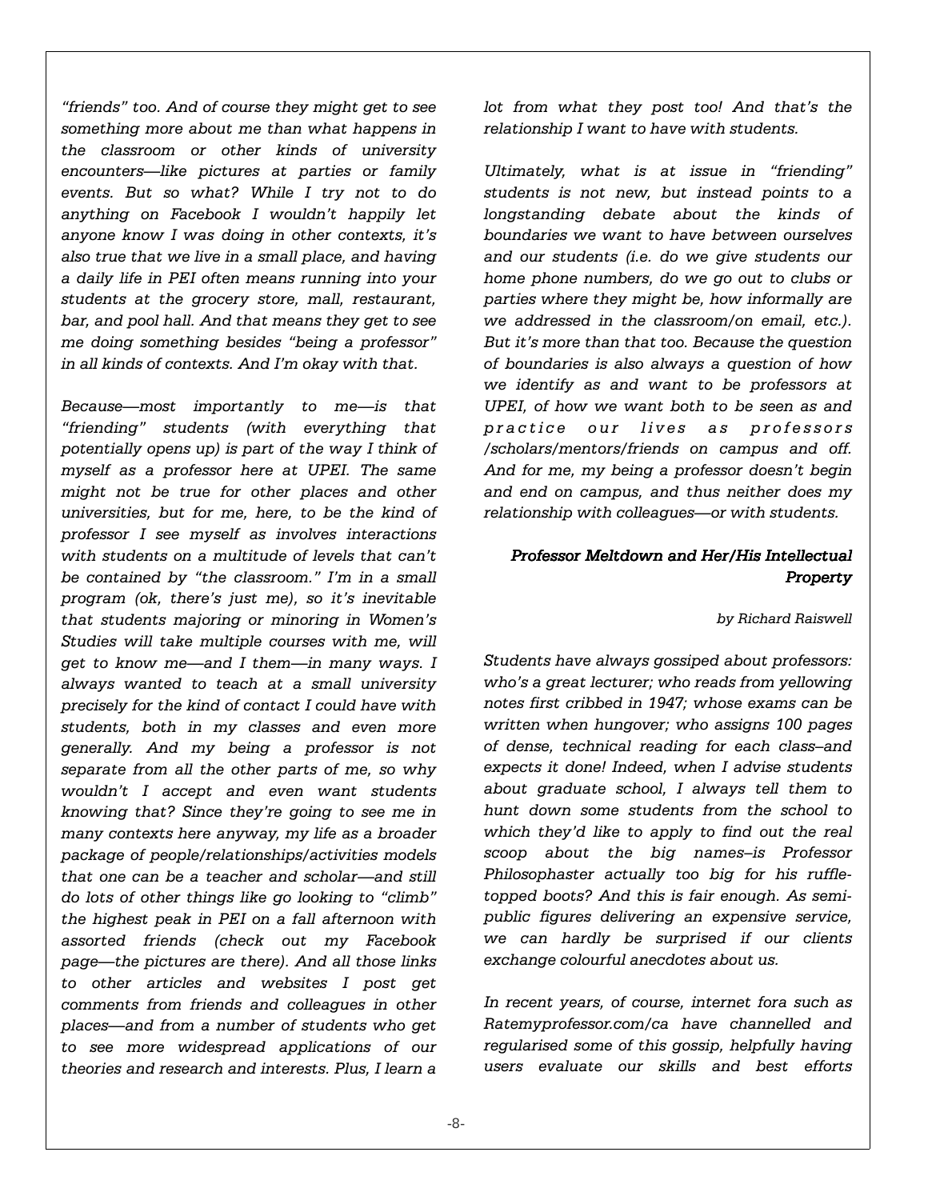*"friends" too. And of course they might get to see something more about me than what happens in the classroom or other kinds of university encounters—like pictures at parties or family events. But so what? While I try not to do anything on Facebook I wouldn't happily let anyone know I was doing in other contexts, it's also true that we live in a small place, and having a daily life in PEI often means running into your students at the grocery store, mall, restaurant, bar, and pool hall. And that means they get to see me doing something besides "being a professor" in all kinds of contexts. And I'm okay with that.*

*Because—most importantly to me—is that "friending" students (with everything that potentially opens up) is part of the way I think of myself as a professor here at UPEI. The same might not be true for other places and other universities, but for me, here, to be the kind of professor I see myself as involves interactions with students on a multitude of levels that can't be contained by "the classroom." I'm in a small program (ok, there's just me), so it's inevitable that students majoring or minoring in Women's Studies will take multiple courses with me, will get to know me—and I them—in many ways. I always wanted to teach at a small university precisely for the kind of contact I could have with students, both in my classes and even more generally. And my being a professor is not separate from all the other parts of me, so why wouldn't I accept and even want students knowing that? Since they're going to see me in many contexts here anyway, my life as a broader package of people/relationships/activities models that one can be a teacher and scholar—and still do lots of other things like go looking to "climb" the highest peak in PEI on a fall afternoon with assorted friends (check out my Facebook page—the pictures are there). And all those links to other articles and websites I post get comments from friends and colleagues in other places—and from a number of students who get to see more widespread applications of our theories and research and interests. Plus, I learn a lot from what they post too! And that's the relationship I want to have with students.*

*Ultimately, what is at issue in "friending" students is not new, but instead points to a longstanding debate about the kinds of boundaries we want to have between ourselves and our students (i.e. do we give students our home phone numbers, do we go out to clubs or parties where they might be, how informally are we addressed in the classroom/on email, etc.). But it's more than that too. Because the question of boundaries is also always a question of how we identify as and want to be professors at UPEI, of how we want both to be seen as and practice our lives as professors /scholars/mentors/friends on campus and off. And for me, my being a professor doesn't begin and end on campus, and thus neither does my relationship with colleagues—or with students.*

## *Professor Meltdown and Her/His Intellectual Property*

*by Richard Raiswell*

*Students have always gossiped about professors: who's a great lecturer; who reads from yellowing notes first cribbed in 1947; whose exams can be written when hungover; who assigns 100 pages of dense, technical reading for each class–and expects it done! Indeed, when I advise students about graduate school, I always tell them to hunt down some students from the school to which they'd like to apply to find out the real scoop about the big names–is Professor Philosophaster actually too big for his ruffle-topped boots? And this is fair enough. As semi-public figures delivering an expensive service, we can hardly be surprised if our clients exchange colourful anecdotes about us.*

*In recent years, of course, internet fora such as Ratemyprofessor.com/ca have channelled and regularised some of this gossip, helpfully having users evaluate our skills and best efforts*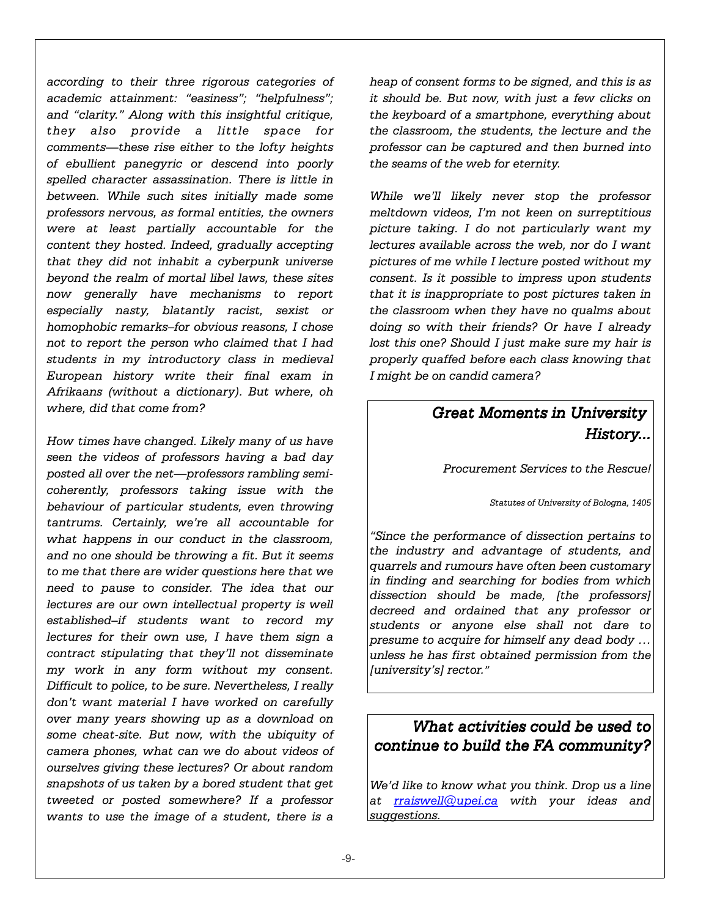*according to their three rigorous categories of academic attainment: "easiness"; "helpfulness"; and "clarity." Along with this insightful critique, they also provide a little space for comments—these rise either to the lofty heights of ebullient panegyric or descend into poorly spelled character assassination. There is little in between. While such sites initially made some professors nervous, as formal entities, the owners were at least partially accountable for the content they hosted. Indeed, gradually accepting that they did not inhabit a cyberpunk universe beyond the realm of mortal libel laws, these sites now generally have mechanisms to report especially nasty, blatantly racist, sexist or homophobic remarks–for obvious reasons, I chose not to report the person who claimed that I had students in my introductory class in medieval European history write their final exam in Afrikaans (without a dictionary). But where, oh where, did that come from?*

*How times have changed. Likely many of us have seen the videos of professors having a bad day posted all over the net—professors rambling semi-coherently, professors taking issue with the behaviour of particular students, even throwing tantrums. Certainly, we're all accountable for what happens in our conduct in the classroom, and no one should be throwing a fit. But it seems to me that there are wider questions here that we need to pause to consider. The idea that our lectures are our own intellectual property is well established–if students want to record my lectures for their own use, I have them sign a contract stipulating that they'll not disseminate my work in any form without my consent. Difficult to police, to be sure. Nevertheless, I really don't want material I have worked on carefully over many years showing up as a download on some cheat-site. But now, with the ubiquity of camera phones, what can we do about videos of ourselves giving these lectures? Or about random snapshots of us taken by a bored student that get tweeted or posted somewhere? If a professor wants to use the image of a student, there is a heap of consent forms to be signed, and this is as it should be. But now, with just a few clicks on the keyboard of a smartphone, everything about the classroom, the students, the lecture and the professor can be captured and then burned into the seams of the web for eternity.*

*While we'll likely never stop the professor meltdown videos, I'm not keen on surreptitious picture taking. I do not particularly want my lectures available across the web, nor do I want pictures of me while I lecture posted without my consent. Is it possible to impress upon students that it is inappropriate to post pictures taken in the classroom when they have no qualms about doing so with their friends? Or have I already lost this one? Should I just make sure my hair is properly quaffed before each class knowing that I might be on candid camera?*

## *Great Moments in University History...*

*Procurement Services to the Rescue!*

*Statutes of University of Bologna, 1405*

*"Since the performance of dissection pertains to the industry and advantage of students, and quarrels and rumours have often been customary in finding and searching for bodies from which dissection should be made, [the professors] decreed and ordained that any professor or students or anyone else shall not dare to presume to acquire for himself any dead body … unless he has first obtained permission from the [university's] rector."*

## *What activities could be used to continue to build the FA community?*

*We'd like to know what you think. Drop us a line at [rraiswell@upei.ca](mailto:rraiswell@upei.ca) with your ideas and suggestions.*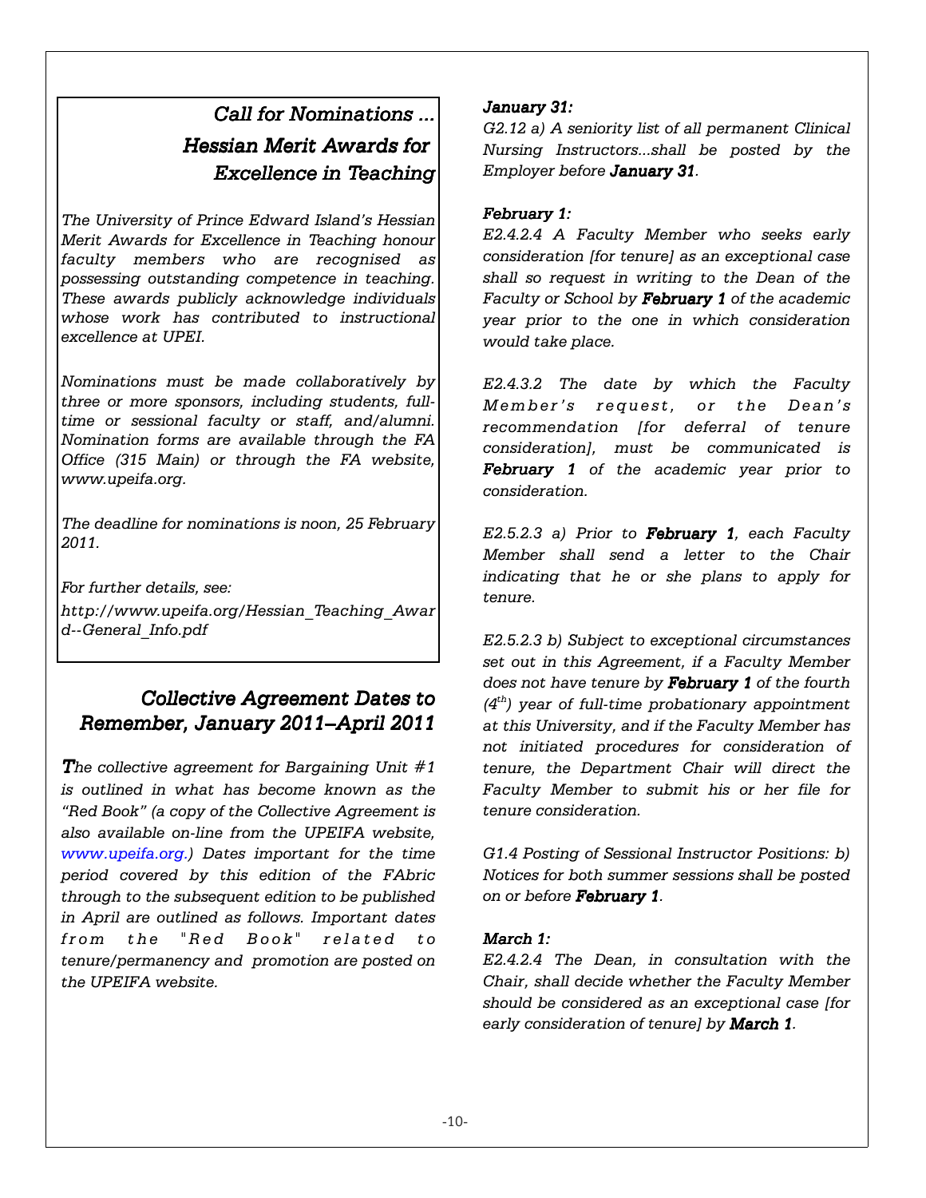## *Call for Nominations ... Hessian Merit Awards for Excellence in Teaching*

*The University of Prince Edward Island's Hessian Merit Awards for Excellence in Teaching honour faculty members who are recognised as possessing outstanding competence in teaching. These awards publicly acknowledge individuals whose work has contributed to instructional excellence at UPEI.*

*Nominations must be made collaboratively by three or more sponsors, including students, full-time or sessional faculty or staff, and/alumni. Nomination forms are available through the FA Office (315 Main) or through the FA website, www.upeifa.org.*

*The deadline for nominations is noon, 25 February 2011.*

*For further details, see:*
*http://www.upeifa.org/Hessian_Teaching_Award--General_Info.pdf*

## *Collective Agreement Dates to Remember, January 2011–April 2011*

*The collective agreement for Bargaining Unit #1 is outlined in what has become known as the "Red Book" (a copy of the Collective Agreement is also available on-line from the UPEIFA website, www.upeifa.org.) Dates important for the time period covered by this edition of the FAbric through to the subsequent edition to be published in April are outlined as follows. Important dates from the "Red Book" related to tenure/permanency and promotion are posted on the UPEIFA website.*

***January 31:***
*G2.12 a) A seniority list of all permanent Clinical Nursing Instructors...shall be posted by the Employer before **January 31**.*

***February 1:***
*E2.4.2.4 A Faculty Member who seeks early consideration [for tenure] as an exceptional case shall so request in writing to the Dean of the Faculty or School by **February 1** of the academic year prior to the one in which consideration would take place.*

*E2.4.3.2 The date by which the Faculty Member's request, or the Dean's recommendation [for deferral of tenure consideration], must be communicated is **February 1** of the academic year prior to consideration.*

*E2.5.2.3 a) Prior to **February 1**, each Faculty Member shall send a letter to the Chair indicating that he or she plans to apply for tenure.*

*E2.5.2.3 b) Subject to exceptional circumstances set out in this Agreement, if a Faculty Member does not have tenure by **February 1** of the fourth ($4^{th}$) year of full-time probationary appointment at this University, and if the Faculty Member has not initiated procedures for consideration of tenure, the Department Chair will direct the Faculty Member to submit his or her file for tenure consideration.*

*G1.4 Posting of Sessional Instructor Positions: b) Notices for both summer sessions shall be posted on or before **February 1**.*

***March 1:***
*E2.4.2.4 The Dean, in consultation with the Chair, shall decide whether the Faculty Member should be considered as an exceptional case [for early consideration of tenure] by **March 1**.*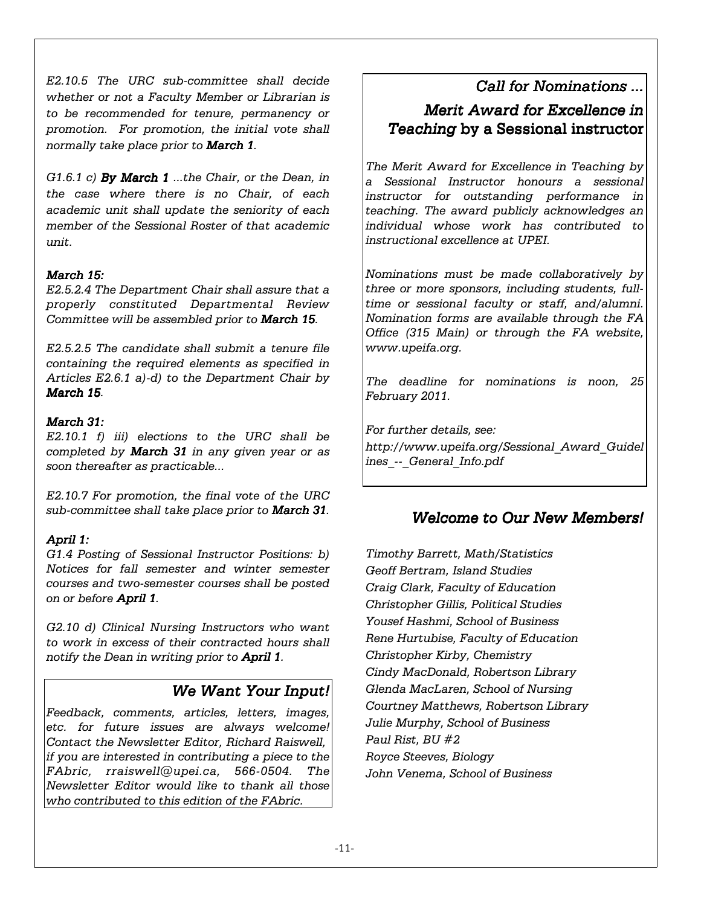*E2.10.5 The URC sub-committee shall decide whether or not a Faculty Member or Librarian is to be recommended for tenure, permanency or promotion. For promotion, the initial vote shall normally take place prior to **March 1**.*

*G1.6.1 c) **By March 1** ...the Chair, or the Dean, in the case where there is no Chair, of each academic unit shall update the seniority of each member of the Sessional Roster of that academic unit.*

***March 15:***

*E2.5.2.4 The Department Chair shall assure that a properly constituted Departmental Review Committee will be assembled prior to **March 15**.*

*E2.5.2.5 The candidate shall submit a tenure file containing the required elements as specified in Articles E2.6.1 a)-d) to the Department Chair by **March 15**.*

***March 31:***

*E2.10.1 f) iii) elections to the URC shall be completed by **March 31** in any given year or as soon thereafter as practicable...*

*E2.10.7 For promotion, the final vote of the URC sub-committee shall take place prior to **March 31**.*

***April 1:***

*G1.4 Posting of Sessional Instructor Positions: b) Notices for fall semester and winter semester courses and two-semester courses shall be posted on or before **April 1**.*

*G2.10 d) Clinical Nursing Instructors who want to work in excess of their contracted hours shall notify the Dean in writing prior to **April 1**.*

## *We Want Your Input!*

*Feedback, comments, articles, letters, images, etc. for future issues are always welcome! Contact the Newsletter Editor, Richard Raiswell, if you are interested in contributing a piece to the FAbric, rraiswell@upei.ca, 566-0504. The Newsletter Editor would like to thank all those who contributed to this edition of the FAbric.*

## *Call for Nominations ...*

## *Merit Award for Excellence in Teaching* by a Sessional instructor

*The Merit Award for Excellence in Teaching by a Sessional Instructor honours a sessional instructor for outstanding performance in teaching. The award publicly acknowledges an individual whose work has contributed to instructional excellence at UPEI.*

*Nominations must be made collaboratively by three or more sponsors, including students, full-time or sessional faculty or staff, and/alumni. Nomination forms are available through the FA Office (315 Main) or through the FA website, www.upeifa.org.*

*The deadline for nominations is noon, 25 February 2011.*

*For further details, see:*
*http://www.upeifa.org/Sessional_Award_Guidelines_--_General_Info.pdf*

## *Welcome to Our New Members!*

*Timothy Barrett, Math/Statistics*
*Geoff Bertram, Island Studies*
*Craig Clark, Faculty of Education*
*Christopher Gillis, Political Studies*
*Yousef Hashmi, School of Business*
*Rene Hurtubise, Faculty of Education*
*Christopher Kirby, Chemistry*
*Cindy MacDonald, Robertson Library*
*Glenda MacLaren, School of Nursing*
*Courtney Matthews, Robertson Library*
*Julie Murphy, School of Business*
*Paul Rist, BU #2*
*Royce Steeves, Biology*
*John Venema, School of Business*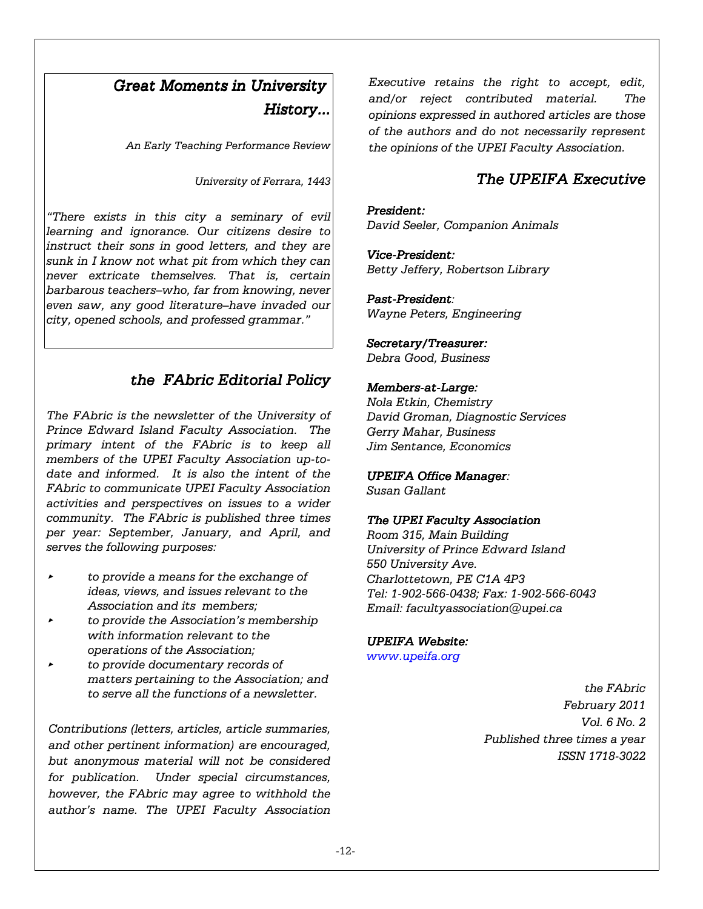## *Great Moments in University History...*

*An Early Teaching Performance Review*

*University of Ferrara, 1443*

*"There exists in this city a seminary of evil learning and ignorance. Our citizens desire to instruct their sons in good letters, and they are sunk in I know not what pit from which they can never extricate themselves. That is, certain barbarous teachers–who, far from knowing, never even saw, any good literature–have invaded our city, opened schools, and professed grammar."*

## *the FAbric Editorial Policy*

*The FAbric is the newsletter of the University of Prince Edward Island Faculty Association. The primary intent of the FAbric is to keep all members of the UPEI Faculty Association up-to-date and informed. It is also the intent of the FAbric to communicate UPEI Faculty Association activities and perspectives on issues to a wider community. The FAbric is published three times per year: September, January, and April, and serves the following purposes:*

- *to provide a means for the exchange of ideas, views, and issues relevant to the Association and its members;*
- *to provide the Association's membership with information relevant to the operations of the Association;*
- *to provide documentary records of matters pertaining to the Association; and to serve all the functions of a newsletter.*

*Contributions (letters, articles, article summaries, and other pertinent information) are encouraged, but anonymous material will not be considered for publication. Under special circumstances, however, the FAbric may agree to withhold the author's name. The UPEI Faculty Association Executive retains the right to accept, edit, and/or reject contributed material. The opinions expressed in authored articles are those of the authors and do not necessarily represent the opinions of the UPEI Faculty Association.*

## *The UPEIFA Executive*

***President:***
*David Seeler, Companion Animals*

***Vice-President:***
*Betty Jeffery, Robertson Library*

***Past-President:***
*Wayne Peters, Engineering*

***Secretary/Treasurer:***
*Debra Good, Business*

***Members-at-Large:***
*Nola Etkin, Chemistry*
*David Groman, Diagnostic Services*
*Gerry Mahar, Business*
*Jim Sentance, Economics*

***UPEIFA Office Manager:***
*Susan Gallant*

***The UPEI Faculty Association***
*Room 315, Main Building*
*University of Prince Edward Island*
*550 University Ave.*
*Charlottetown, PE C1A 4P3*
*Tel: 1-902-566-0438; Fax: 1-902-566-6043*
*Email: facultyassociation@upei.ca*

***UPEIFA Website:***
*www.upeifa.org*

*the FAbric*
*February 2011*
*Vol. 6 No. 2*
*Published three times a year*
*ISSN 1718-3022*